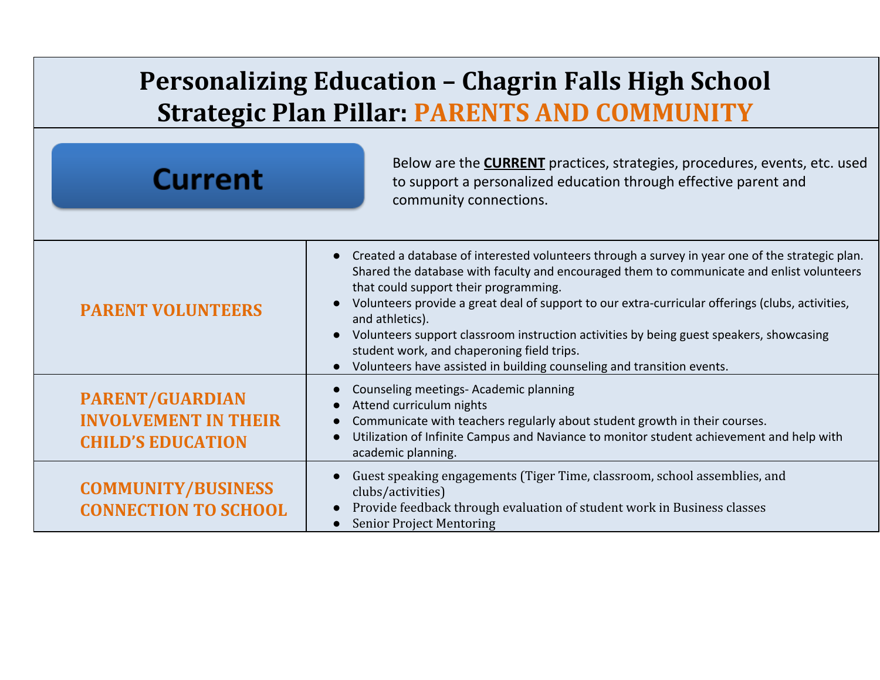# Personalizing Education – Chagrin Falls High School
# Strategic Plan Pillar: PARENTS AND COMMUNITY

**Current**

Below are the **CURRENT** practices, strategies, procedures, events, etc. used to support a personalized education through effective parent and community connections.

| | |
|---|---|
| **PARENT VOLUNTEERS** | ● Created a database of interested volunteers through a survey in year one of the strategic plan. Shared the database with faculty and encouraged them to communicate and enlist volunteers that could support their programming.<br>● Volunteers provide a great deal of support to our extra-curricular offerings (clubs, activities, and athletics).<br>● Volunteers support classroom instruction activities by being guest speakers, showcasing student work, and chaperoning field trips.<br>● Volunteers have assisted in building counseling and transition events. |
| **PARENT/GUARDIAN INVOLVEMENT IN THEIR CHILD'S EDUCATION** | ● Counseling meetings- Academic planning<br>● Attend curriculum nights<br>● Communicate with teachers regularly about student growth in their courses.<br>● Utilization of Infinite Campus and Naviance to monitor student achievement and help with academic planning. |
| **COMMUNITY/BUSINESS CONNECTION TO SCHOOL** | ● Guest speaking engagements (Tiger Time, classroom, school assemblies, and clubs/activities)<br>● Provide feedback through evaluation of student work in Business classes<br>● Senior Project Mentoring |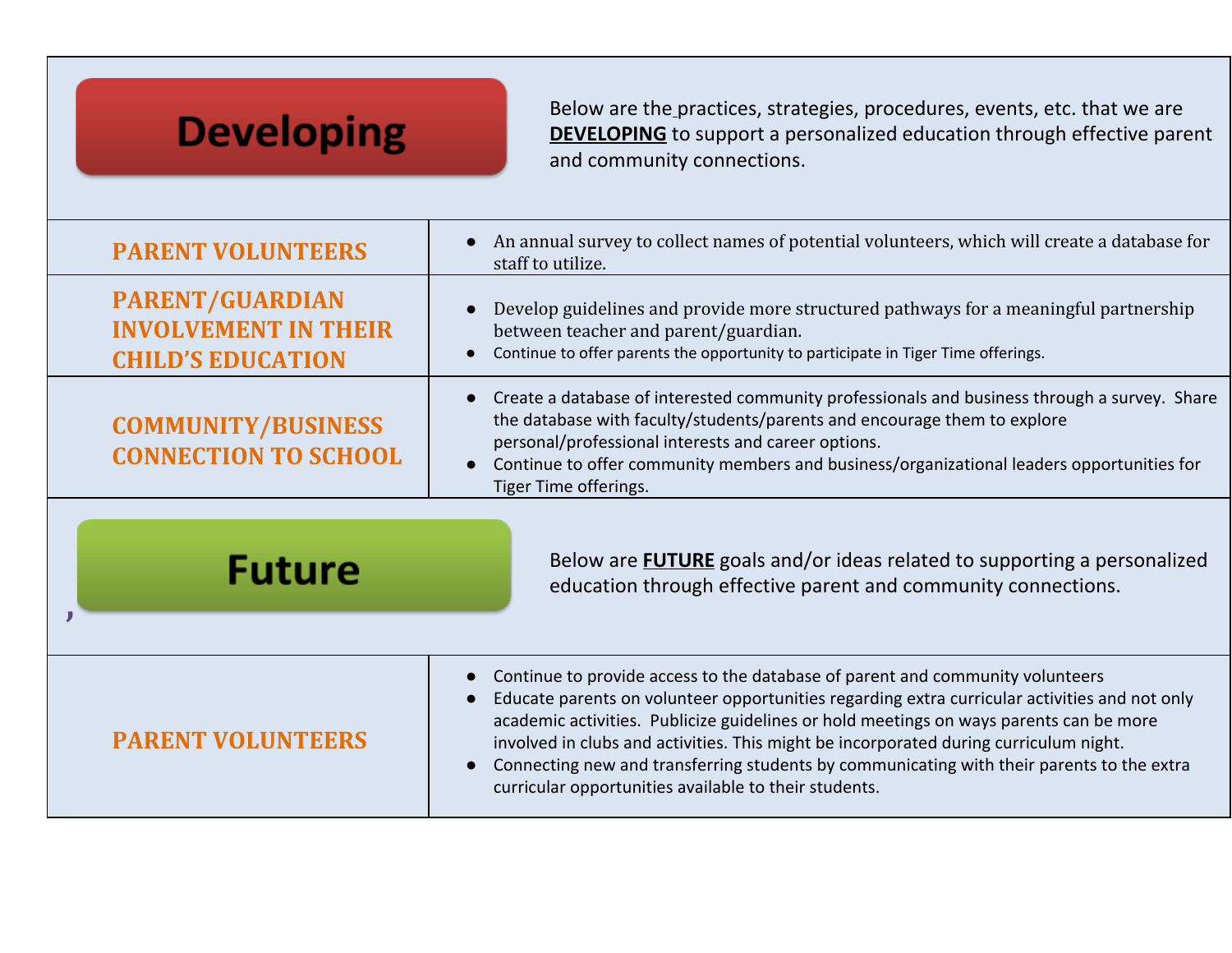## Developing

Below are the practices, strategies, procedures, events, etc. that we are **DEVELOPING** to support a personalized education through effective parent and community connections.

| | |
|---|---|
| **PARENT VOLUNTEERS** | • An annual survey to collect names of potential volunteers, which will create a database for staff to utilize. |
| **PARENT/GUARDIAN INVOLVEMENT IN THEIR CHILD'S EDUCATION** | • Develop guidelines and provide more structured pathways for a meaningful partnership between teacher and parent/guardian.<br>• Continue to offer parents the opportunity to participate in Tiger Time offerings. |
| **COMMUNITY/BUSINESS CONNECTION TO SCHOOL** | • Create a database of interested community professionals and business through a survey. Share the database with faculty/students/parents and encourage them to explore personal/professional interests and career options.<br>• Continue to offer community members and business/organizational leaders opportunities for Tiger Time offerings. |

## Future

Below are **FUTURE** goals and/or ideas related to supporting a personalized education through effective parent and community connections.

| | |
|---|---|
| **PARENT VOLUNTEERS** | • Continue to provide access to the database of parent and community volunteers<br>• Educate parents on volunteer opportunities regarding extra curricular activities and not only academic activities. Publicize guidelines or hold meetings on ways parents can be more involved in clubs and activities. This might be incorporated during curriculum night.<br>• Connecting new and transferring students by communicating with their parents to the extra curricular opportunities available to their students. |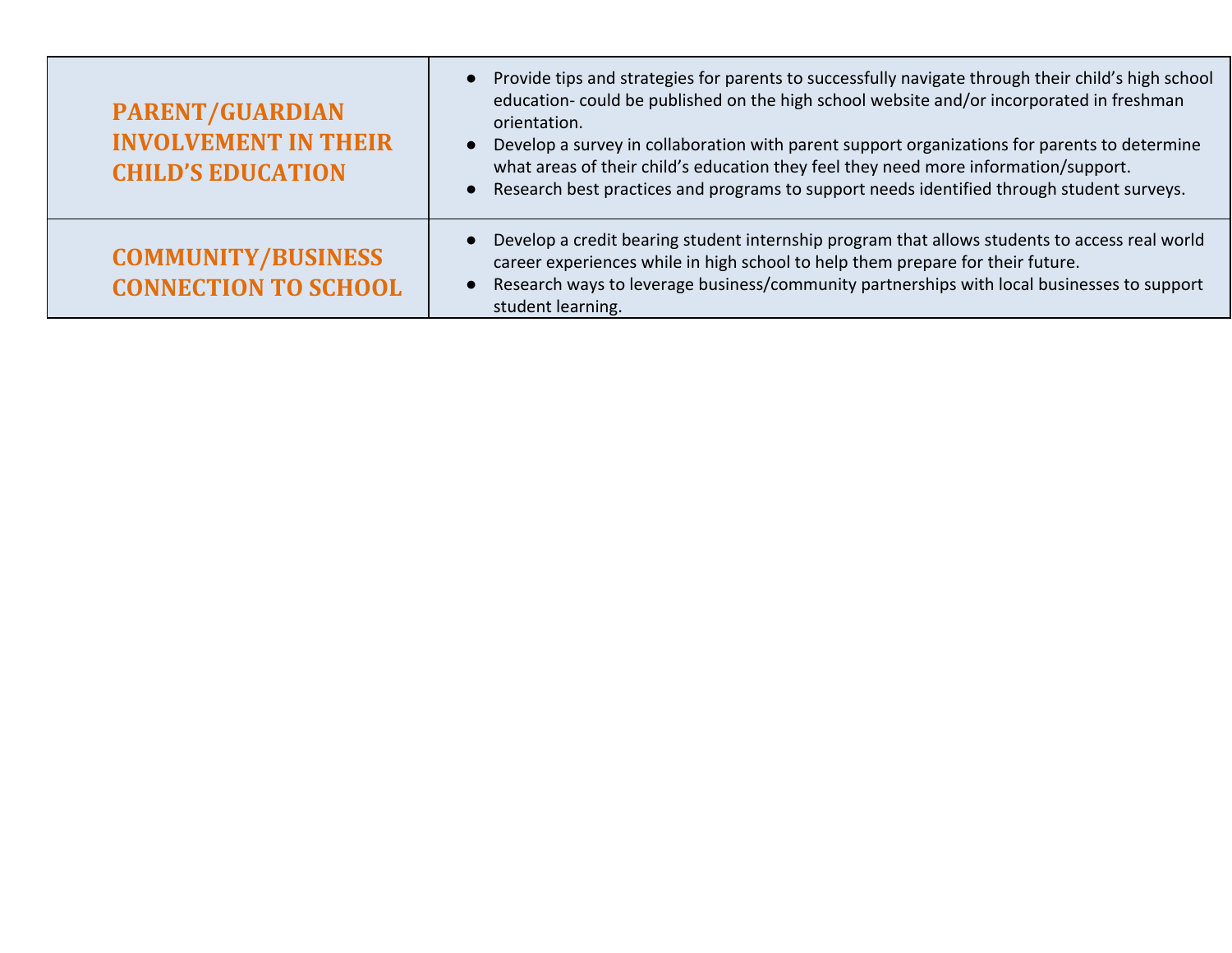| | |
|---|---|
| **PARENT/GUARDIAN INVOLVEMENT IN THEIR CHILD'S EDUCATION** | ● Provide tips and strategies for parents to successfully navigate through their child's high school education- could be published on the high school website and/or incorporated in freshman orientation.<br>● Develop a survey in collaboration with parent support organizations for parents to determine what areas of their child's education they feel they need more information/support.<br>● Research best practices and programs to support needs identified through student surveys. |
| **COMMUNITY/BUSINESS CONNECTION TO SCHOOL** | ● Develop a credit bearing student internship program that allows students to access real world career experiences while in high school to help them prepare for their future.<br>● Research ways to leverage business/community partnerships with local businesses to support student learning. |